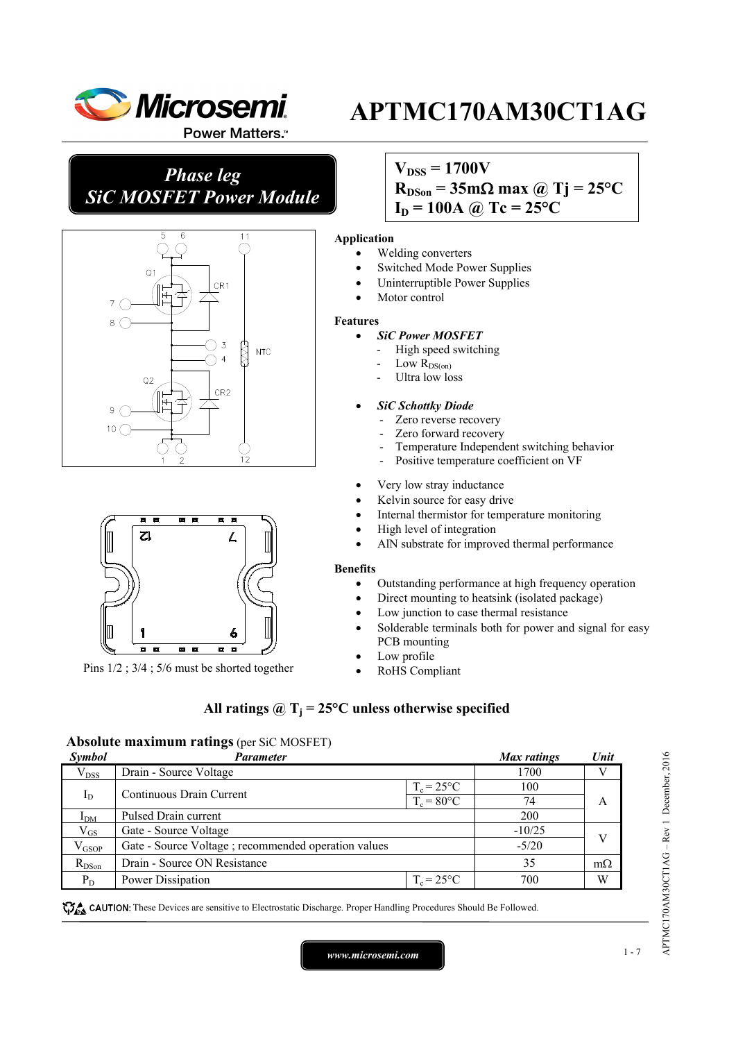# APTMC170AM30CT1AG

## Phase leg
## SiC MOSFET Power Module

$V_{DSS}$ = 1700V
$R_{DSon}$ = 35mΩ max @ Tj = 25°C
$I_D$ = 100A @ Tc = 25°C

Pins 1/2 ; 3/4 ; 5/6 must be shorted together

**Application**

- Welding converters
- Switched Mode Power Supplies
- Uninterruptible Power Supplies
- Motor control

**Features**

- ***SiC Power MOSFET***
  - High speed switching
  - Low $R_{DS(on)}$
  - Ultra low loss
- ***SiC Schottky Diode***
  - Zero reverse recovery
  - Zero forward recovery
  - Temperature Independent switching behavior
  - Positive temperature coefficient on VF
- Very low stray inductance
- Kelvin source for easy drive
- Internal thermistor for temperature monitoring
- High level of integration
- AlN substrate for improved thermal performance

**Benefits**

- Outstanding performance at high frequency operation
- Direct mounting to heatsink (isolated package)
- Low junction to case thermal resistance
- Solderable terminals both for power and signal for easy PCB mounting
- Low profile
- RoHS Compliant

**All ratings @ $T_j$ = 25°C unless otherwise specified**

### Absolute maximum ratings (per SiC MOSFET)

| Symbol | Parameter | | Max ratings | Unit |
|---|---|---|---|---|
| $V_{DSS}$ | Drain - Source Voltage | | 1700 | V |
| $I_D$ | Continuous Drain Current | $T_c$ = 25°C | 100 | A |
| | | $T_c$ = 80°C | 74 | |
| $I_{DM}$ | Pulsed Drain current | | 200 | |
| $V_{GS}$ | Gate - Source Voltage | | -10/25 | V |
| $V_{GSOP}$ | Gate - Source Voltage ; recommended operation values | | -5/20 | |
| $R_{DSon}$ | Drain - Source ON Resistance | | 35 | mΩ |
| $P_D$ | Power Dissipation | $T_c$ = 25°C | 700 | W |

**CAUTION:** These Devices are sensitive to Electrostatic Discharge. Proper Handling Procedures Should Be Followed.

www.microsemi.com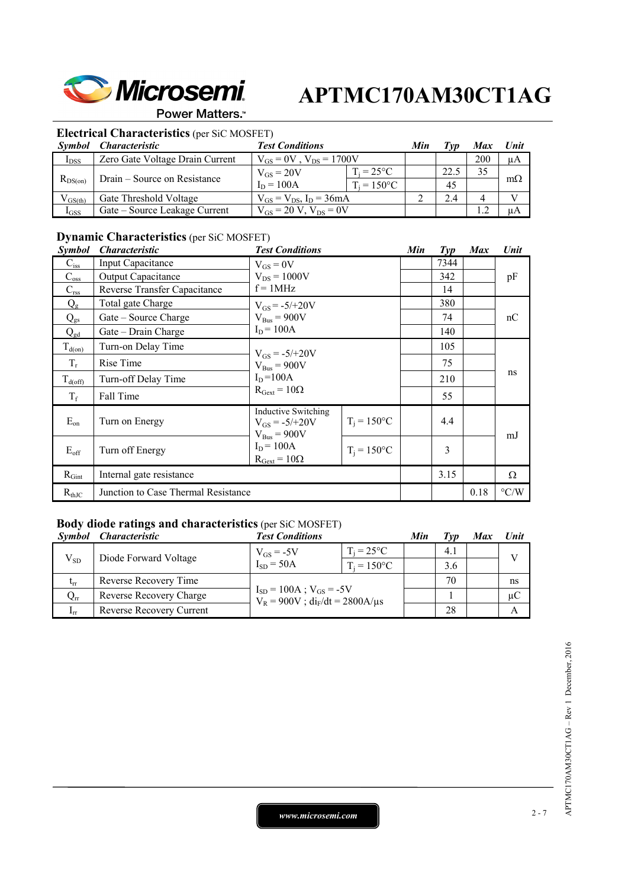### Electrical Characteristics (per SiC MOSFET)

| *Symbol* | *Characteristic* | *Test Conditions* | | *Min* | *Typ* | *Max* | *Unit* |
|---|---|---|---|---|---|---|---|
| $I_{DSS}$ | Zero Gate Voltage Drain Current | $V_{GS} = 0V$ , $V_{DS} = 1700V$ | | | | 200 | µA |
| $R_{DS(on)}$ | Drain – Source on Resistance | $V_{GS} = 20V$ <br> $I_D = 100A$ | $T_j = 25°C$ | | 22.5 | 35 | mΩ |
| | | | $T_j = 150°C$ | | 45 | | |
| $V_{GS(th)}$ | Gate Threshold Voltage | $V_{GS} = V_{DS}$, $I_D = 36mA$ | | 2 | 2.4 | 4 | V |
| $I_{GSS}$ | Gate – Source Leakage Current | $V_{GS} = 20\ V$, $V_{DS} = 0V$ | | | | 1.2 | µA |

### Dynamic Characteristics (per SiC MOSFET)

| *Symbol* | *Characteristic* | *Test Conditions* | | *Min* | *Typ* | *Max* | *Unit* |
|---|---|---|---|---|---|---|---|
| $C_{iss}$ | Input Capacitance | $V_{GS} = 0V$ <br> $V_{DS} = 1000V$ <br> $f = 1MHz$ | | | 7344 | | pF |
| $C_{oss}$ | Output Capacitance | | | | 342 | | |
| $C_{rss}$ | Reverse Transfer Capacitance | | | | 14 | | |
| $Q_g$ | Total gate Charge | $V_{GS} = -5/+20V$ <br> $V_{Bus} = 900V$ <br> $I_D = 100A$ | | | 380 | | nC |
| $Q_{gs}$ | Gate – Source Charge | | | | 74 | | |
| $Q_{gd}$ | Gate – Drain Charge | | | | 140 | | |
| $T_{d(on)}$ | Turn-on Delay Time | $V_{GS} = -5/+20V$ <br> $V_{Bus} = 900V$ <br> $I_D = 100A$ <br> $R_{Gext} = 10Ω$ | | | 105 | | ns |
| $T_r$ | Rise Time | | | | 75 | | |
| $T_{d(off)}$ | Turn-off Delay Time | | | | 210 | | |
| $T_f$ | Fall Time | | | | 55 | | |
| $E_{on}$ | Turn on Energy | Inductive Switching <br> $V_{GS} = -5/+20V$ <br> $V_{Bus} = 900V$ <br> $I_D = 100A$ <br> $R_{Gext} = 10Ω$ | $T_j = 150°C$ | | 4.4 | | mJ |
| $E_{off}$ | Turn off Energy | | $T_j = 150°C$ | | 3 | | |
| $R_{Gint}$ | Internal gate resistance | | | | 3.15 | | Ω |
| $R_{thJC}$ | Junction to Case Thermal Resistance | | | | | 0.18 | °C/W |

### Body diode ratings and characteristics (per SiC MOSFET)

| *Symbol* | *Characteristic* | *Test Conditions* | | *Min* | *Typ* | *Max* | *Unit* |
|---|---|---|---|---|---|---|---|
| $V_{SD}$ | Diode Forward Voltage | $V_{GS} = -5V$ <br> $I_{SD} = 50A$ | $T_j = 25°C$ | | 4.1 | | V |
| | | | $T_j = 150°C$ | | 3.6 | | |
| $t_{rr}$ | Reverse Recovery Time | $I_{SD} = 100A$ ; $V_{GS} = -5V$ <br> $V_R = 900V$ ; $di_F/dt = 2800A/µs$ | | | 70 | | ns |
| $Q_{rr}$ | Reverse Recovery Charge | | | | 1 | | µC |
| $I_{rr}$ | Reverse Recovery Current | | | | 28 | | A |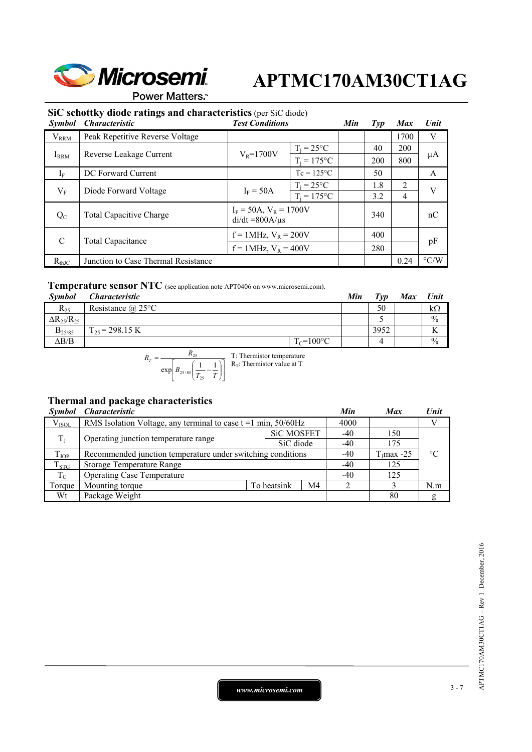## SiC schottky diode ratings and characteristics (per SiC diode)

| Symbol | Characteristic | Test Conditions | | Min | Typ | Max | Unit |
|---|---|---|---|---|---|---|---|
| $V_{RRM}$ | Peak Repetitive Reverse Voltage | | | | | 1700 | V |
| $I_{RRM}$ | Reverse Leakage Current | $V_R$=1700V | $T_j$ = 25°C | | 40 | 200 | µA |
| | | | $T_j$ = 175°C | | 200 | 800 | |
| $I_F$ | DC Forward Current | | Tc = 125°C | | 50 | | A |
| $V_F$ | Diode Forward Voltage | $I_F$ = 50A | $T_j$ = 25°C | | 1.8 | 2 | V |
| | | | $T_j$ = 175°C | | 3.2 | 4 | |
| $Q_C$ | Total Capacitive Charge | $I_F$ = 50A, $V_R$ = 1700V di/dt =800A/µs | | | 340 | | nC |
| C | Total Capacitance | f = 1MHz, $V_R$ = 200V | | | 400 | | pF |
| | | f = 1MHz, $V_R$ = 400V | | | 280 | | |
| $R_{thJC}$ | Junction to Case Thermal Resistance | | | | | 0.24 | °C/W |

## Temperature sensor NTC (see application note APT0406 on www.microsemi.com).

| Symbol | Characteristic | | Min | Typ | Max | Unit |
|---|---|---|---|---|---|---|
| $R_{25}$ | Resistance @ 25°C | | | 50 | | kΩ |
| $\Delta R_{25}/R_{25}$ | | | | 5 | | % |
| $B_{25/85}$ | $T_{25}$ = 298.15 K | | | 3952 | | K |
| ΔB/B | | $T_C$=100°C | | 4 | | % |

$$R_T = \frac{R_{25}}{\exp\left[B_{25/85}\left(\frac{1}{T_{25}} - \frac{1}{T}\right)\right]}$$

T: Thermistor temperature
$R_T$: Thermistor value at T

## Thermal and package characteristics

| Symbol | Characteristic | | | Min | Max | Unit |
|---|---|---|---|---|---|---|
| $V_{ISOL}$ | RMS Isolation Voltage, any terminal to case t =1 min, 50/60Hz | | | 4000 | | V |
| $T_J$ | Operating junction temperature range | SiC MOSFET | | -40 | 150 | °C |
| | | SiC diode | | -40 | 175 | |
| $T_{JOP}$ | Recommended junction temperature under switching conditions | | | -40 | $T_J$max -25 | |
| $T_{STG}$ | Storage Temperature Range | | | -40 | 125 | |
| $T_C$ | Operating Case Temperature | | | -40 | 125 | |
| Torque | Mounting torque | To heatsink | M4 | 2 | 3 | N.m |
| Wt | Package Weight | | | | 80 | g |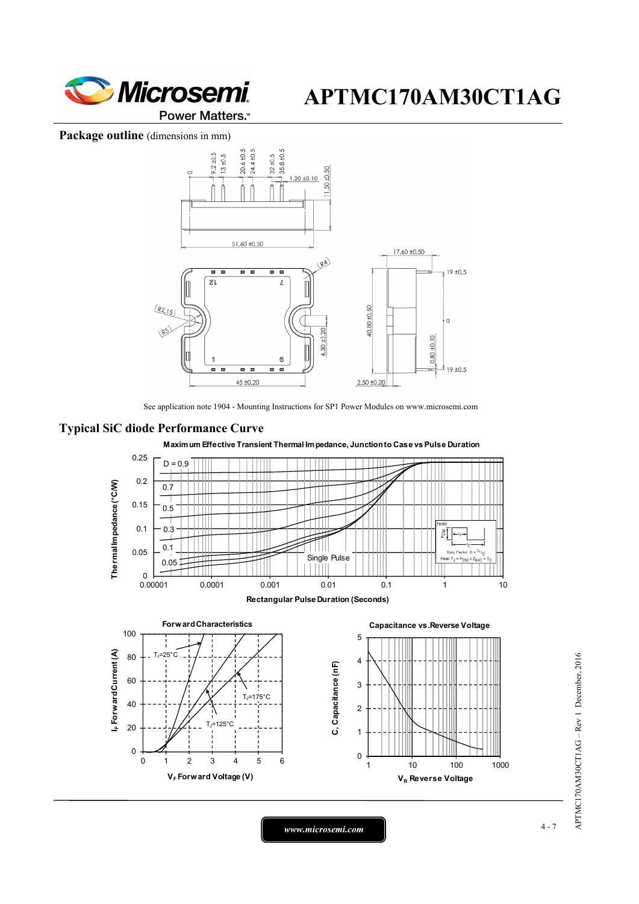## Package outline (dimensions in mm)

See application note 1904 - Mounting Instructions for SP1 Power Modules on www.microsemi.com

## Typical SiC diode Performance Curve

**Maximum Effective Transient Thermal Impedance, Junction to Case vs Pulse Duration**

**Forward Characteristics**

**Capacitance vs. Reverse Voltage**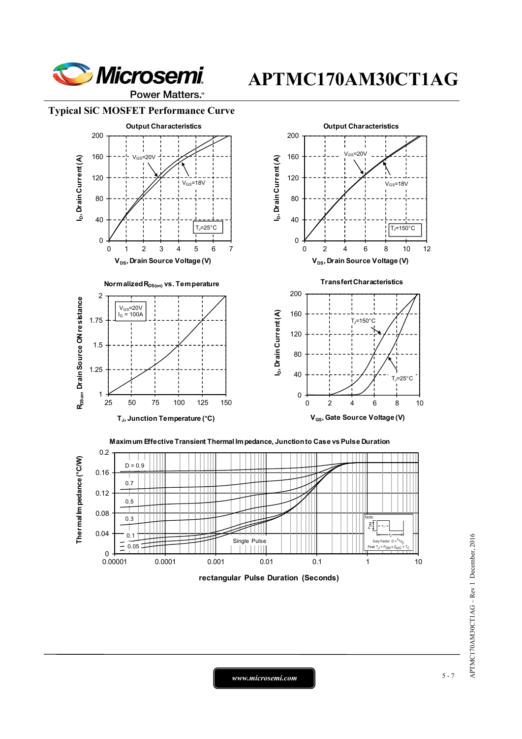## Typical SiC MOSFET Performance Curve

**Output Characteristics**

$V_{GS}$=20V

$V_{GS}$=18V

$T_J$=25°C

$I_D$, Drain Current (A)

$V_{DS}$, Drain Source Voltage (V)

**Output Characteristics**

$V_{GS}$=20V

$V_{GS}$=18V

$T_J$=150°C

$I_D$, Drain Current (A)

$V_{DS}$, Drain Source Voltage (V)

**Normalized $R_{DS(on)}$ vs. Temperature**

$V_{GS}$=20V
$I_D$ = 100A

$R_{DSon}$ Drain Source ON resistance

$T_J$, Junction Temperature (°C)

**Transfert Characteristics**

$T_J$=150°C

$T_J$=25°C

$I_D$, Drain Current (A)

$V_{GS}$, Gate Source Voltage (V)

**Maximum Effective Transient Thermal Impedance, Junction to Case vs Pulse Duration**

D = 0.9

0.7

0.5

0.3

0.1

0.05

Single Pulse

Note: Duty Factor $D = t_1/t_2$; Peak $T_J = P_{DM} \times Z_{thJC} + T_C$

Thermal Impedance (°C/W)

rectangular Pulse Duration (Seconds)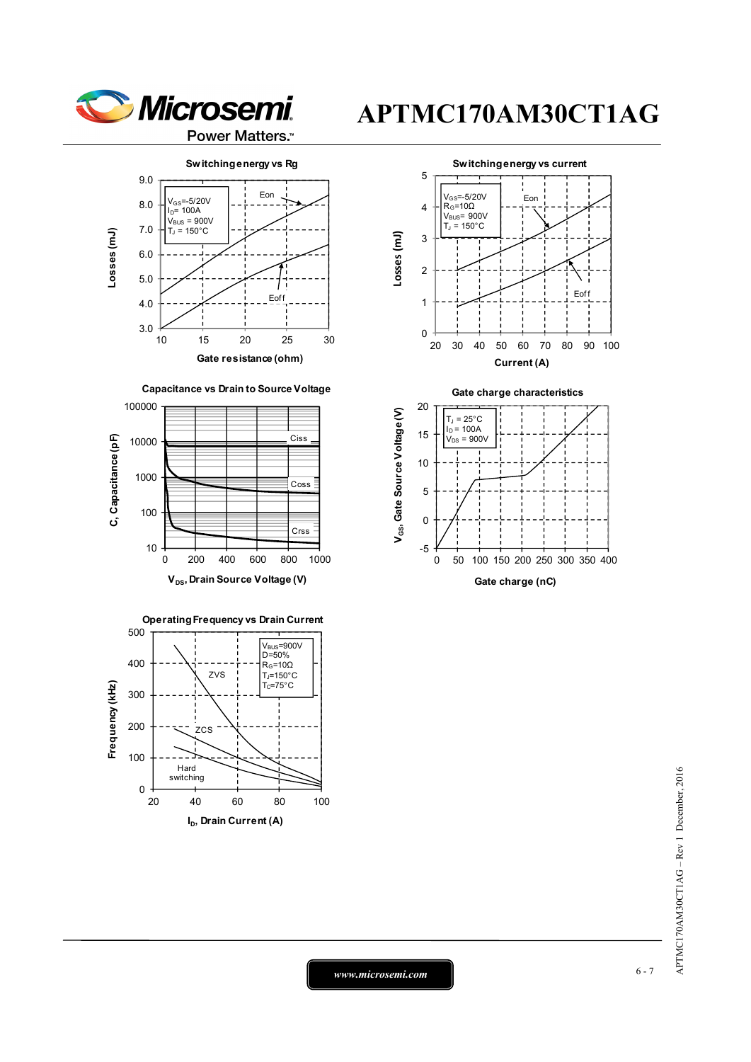Switching energy vs Rg

$V_{GS}$=-5/20V
$I_D$= 100A
$V_{BUS}$ = 900V
$T_J$ = 150°C

Eon

Eoff

Losses (mJ)

Gate resistance (ohm)

Switching energy vs current

$V_{GS}$=-5/20V
$R_G$=10Ω
$V_{BUS}$= 900V
$T_J$ = 150°C

Eon

Eoff

Losses (mJ)

Current (A)

Capacitance vs Drain to Source Voltage

Ciss

Coss

Crss

C, Capacitance (pF)

$V_{DS}$, Drain Source Voltage (V)

Gate charge characteristics

$T_J$ = 25°C
$I_D$ = 100A
$V_{DS}$ = 900V

$V_{GS}$, Gate Source Voltage (V)

Gate charge (nC)

Operating Frequency vs Drain Current

$V_{BUS}$=900V
D=50%
$R_G$=10Ω
$T_J$=150°C
$T_C$=75°C

ZVS

ZCS

Hard switching

Frequency (kHz)

$I_D$, Drain Current (A)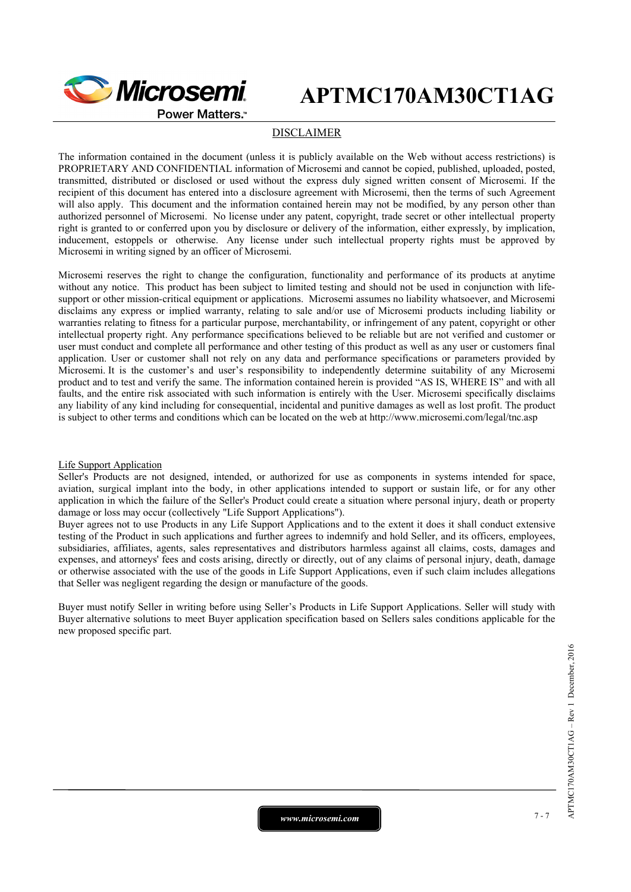## DISCLAIMER

The information contained in the document (unless it is publicly available on the Web without access restrictions) is PROPRIETARY AND CONFIDENTIAL information of Microsemi and cannot be copied, published, uploaded, posted, transmitted, distributed or disclosed or used without the express duly signed written consent of Microsemi. If the recipient of this document has entered into a disclosure agreement with Microsemi, then the terms of such Agreement will also apply. This document and the information contained herein may not be modified, by any person other than authorized personnel of Microsemi. No license under any patent, copyright, trade secret or other intellectual property right is granted to or conferred upon you by disclosure or delivery of the information, either expressly, by implication, inducement, estoppels or otherwise. Any license under such intellectual property rights must be approved by Microsemi in writing signed by an officer of Microsemi.

Microsemi reserves the right to change the configuration, functionality and performance of its products at anytime without any notice. This product has been subject to limited testing and should not be used in conjunction with life-support or other mission-critical equipment or applications. Microsemi assumes no liability whatsoever, and Microsemi disclaims any express or implied warranty, relating to sale and/or use of Microsemi products including liability or warranties relating to fitness for a particular purpose, merchantability, or infringement of any patent, copyright or other intellectual property right. Any performance specifications believed to be reliable but are not verified and customer or user must conduct and complete all performance and other testing of this product as well as any user or customers final application. User or customer shall not rely on any data and performance specifications or parameters provided by Microsemi. It is the customer's and user's responsibility to independently determine suitability of any Microsemi product and to test and verify the same. The information contained herein is provided "AS IS, WHERE IS" and with all faults, and the entire risk associated with such information is entirely with the User. Microsemi specifically disclaims any liability of any kind including for consequential, incidental and punitive damages as well as lost profit. The product is subject to other terms and conditions which can be located on the web at http://www.microsemi.com/legal/tnc.asp

### Life Support Application

Seller's Products are not designed, intended, or authorized for use as components in systems intended for space, aviation, surgical implant into the body, in other applications intended to support or sustain life, or for any other application in which the failure of the Seller's Product could create a situation where personal injury, death or property damage or loss may occur (collectively "Life Support Applications").

Buyer agrees not to use Products in any Life Support Applications and to the extent it does it shall conduct extensive testing of the Product in such applications and further agrees to indemnify and hold Seller, and its officers, employees, subsidiaries, affiliates, agents, sales representatives and distributors harmless against all claims, costs, damages and expenses, and attorneys' fees and costs arising, directly or directly, out of any claims of personal injury, death, damage or otherwise associated with the use of the goods in Life Support Applications, even if such claim includes allegations that Seller was negligent regarding the design or manufacture of the goods.

Buyer must notify Seller in writing before using Seller's Products in Life Support Applications. Seller will study with Buyer alternative solutions to meet Buyer application specification based on Sellers sales conditions applicable for the new proposed specific part.